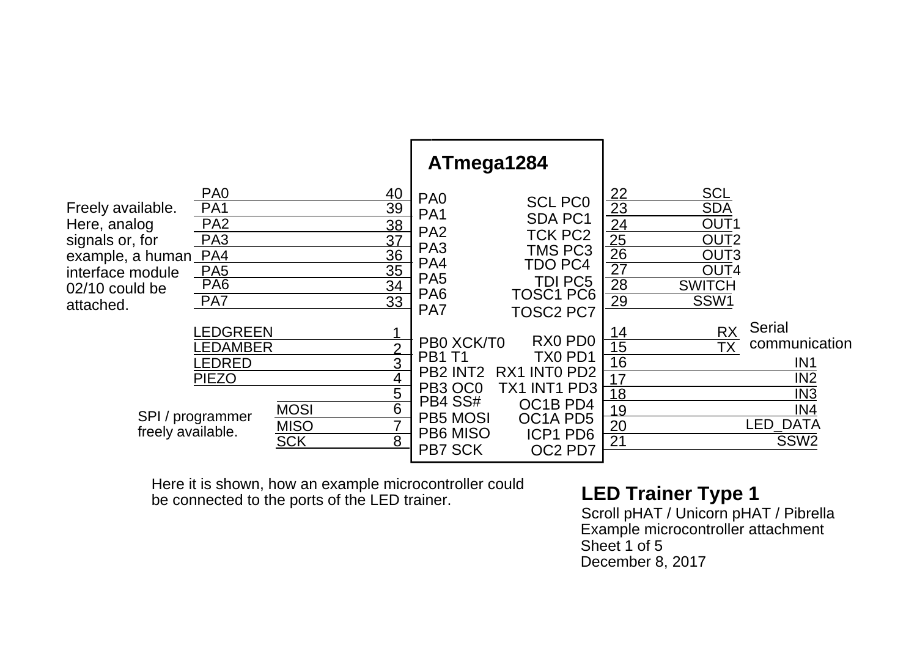## ATmega1284

Freely available. Here, analog signals or, for example, a human interface module 02/10 could be attached.

| Signal | Pin | ATmega1284 Port |
|---|---|---|
| PA0 | 40 | PA0 |
| PA1 | 39 | PA1 |
| PA2 | 38 | PA2 |
| PA3 | 37 | PA3 |
| PA4 | 36 | PA4 |
| PA5 | 35 | PA5 |
| PA6 | 34 | PA6 |
| PA7 | 33 | PA7 |
| LEDGREEN | 1 | PB0 XCK/T0 |
| LEDAMBER | 2 | PB1 T1 |
| LEDRED | 3 | PB2 INT2 |
| PIEZO | 4 | PB3 OC0 |
| | 5 | PB4 SS# |
| MOSI | 6 | PB5 MOSI |
| MISO | 7 | PB6 MISO |
| SCK | 8 | PB7 SCK |

SPI / programmer freely available.

| ATmega1284 Port | Pin | Signal |
|---|---|---|
| SCL PC0 | 22 | SCL |
| SDA PC1 | 23 | SDA |
| TCK PC2 | 24 | OUT1 |
| TMS PC3 | 25 | OUT2 |
| TDO PC4 | 26 | OUT3 |
| TDI PC5 | 27 | OUT4 |
| TOSC1 PC6 | 28 | SWITCH |
| TOSC2 PC7 | 29 | SSW1 |
| RX0 PD0 | 14 | RX |
| TX0 PD1 | 15 | TX |
| RX1 INT0 PD2 | 16 | IN1 |
| TX1 INT1 PD3 | 17 | IN2 |
| OC1B PD4 | 18 | IN3 |
| OC1A PD5 | 19 | IN4 |
| ICP1 PD6 | 20 | LED_DATA |
| OC2 PD7 | 21 | SSW2 |

Serial communication (RX, TX)

Here it is shown, how an example microcontroller could be connected to the ports of the LED trainer.

**LED Trainer Type 1**

Scroll pHAT / Unicorn pHAT / Pibrella
Example microcontroller attachment
Sheet 1 of 5
December 8, 2017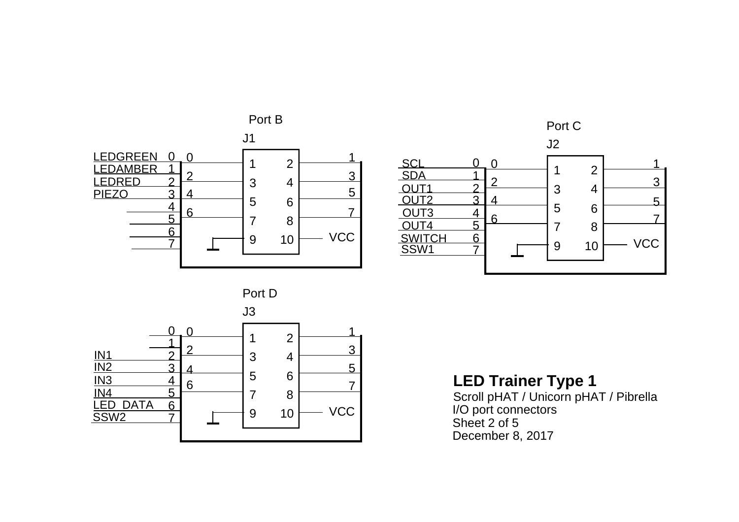## Port B

**J1**

| Signal | Bit | Connector pin |
| --- | --- | --- |
| LEDGREEN | 0 | 1 |
| LEDAMBER | 1 | 2 |
| LEDRED | 2 | 3 |
| PIEZO | 3 | 4 |
|  | 4 | 5 |
|  | 5 | 6 |
|  | 6 | 7 |
|  | 7 | 8 |
| GND |  | 9 |
| VCC |  | 10 |

## Port C

**J2**

| Signal | Bit | Connector pin |
| --- | --- | --- |
| SCL | 0 | 1 |
| SDA | 1 | 2 |
| OUT1 | 2 | 3 |
| OUT2 | 3 | 4 |
| OUT3 | 4 | 5 |
| OUT4 | 5 | 6 |
| SWITCH | 6 | 7 |
| SSW1 | 7 | 8 |
| GND |  | 9 |
| VCC |  | 10 |

## Port D

**J3**

| Signal | Bit | Connector pin |
| --- | --- | --- |
|  | 0 | 1 |
|  | 1 | 2 |
| IN1 | 2 | 3 |
| IN2 | 3 | 4 |
| IN3 | 4 | 5 |
| IN4 | 5 | 6 |
| LED DATA | 6 | 7 |
| SSW2 | 7 | 8 |
| GND |  | 9 |
| VCC |  | 10 |

**LED Trainer Type 1**

Scroll pHAT / Unicorn pHAT / Pibrella

I/O port connectors

Sheet 2 of 5

December 8, 2017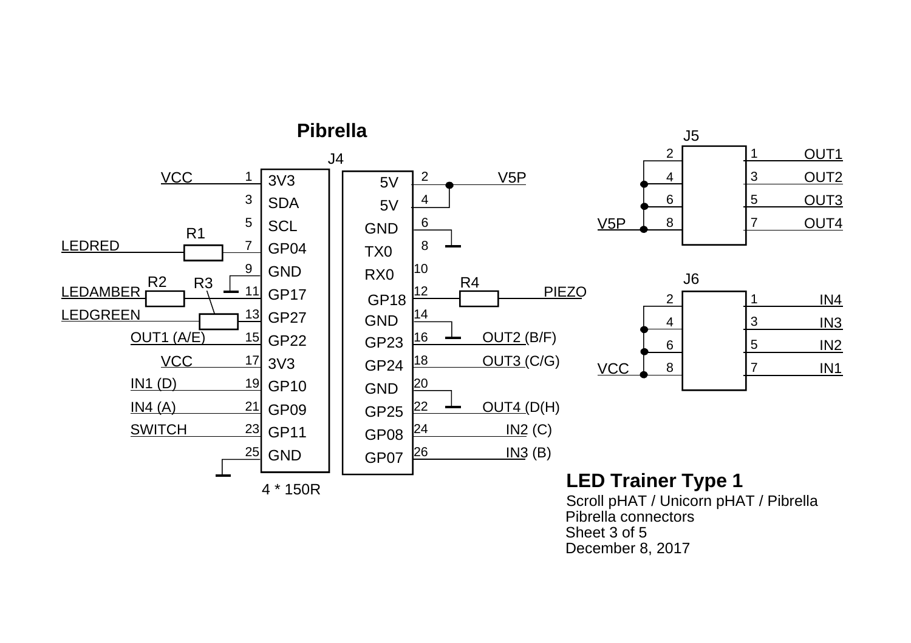# Pibrella

## J4

| Signal | Pin | Name | Name | Pin | Signal |
|---|---|---|---|---|---|
| VCC | 1 | 3V3 | 5V | 2 | V5P |
| | 3 | SDA | 5V | 4 | V5P |
| | 5 | SCL | GND | 6 | GND |
| LEDRED (via R1) | 7 | GP04 | TX0 | 8 | |
| GND | 9 | GND | RX0 | 10 | |
| LEDAMBER (via R2) | 11 | GP17 | GP18 | 12 | PIEZO (via R4) |
| LEDGREEN (via R3) | 13 | GP27 | GND | 14 | GND |
| OUT1 (A/E) | 15 | GP22 | GP23 | 16 | OUT2 (B/F) |
| VCC | 17 | 3V3 | GP24 | 18 | OUT3 (C/G) |
| IN1 (D) | 19 | GP10 | GND | 20 | GND |
| IN4 (A) | 21 | GP09 | GP25 | 22 | OUT4 (D(H) |
| SWITCH | 23 | GP11 | GP08 | 24 | IN2 (C) |
| GND | 25 | GND | GP07 | 26 | IN3 (B) |

4 * 150R

## J5

| Signal | Pin | Pin | Signal |
|---|---|---|---|
| V5P | 2 | 1 | OUT1 |
| V5P | 4 | 3 | OUT2 |
| V5P | 6 | 5 | OUT3 |
| V5P | 8 | 7 | OUT4 |

## J6

| Signal | Pin | Pin | Signal |
|---|---|---|---|
| VCC | 2 | 1 | IN4 |
| VCC | 4 | 3 | IN3 |
| VCC | 6 | 5 | IN2 |
| VCC | 8 | 7 | IN1 |

**LED Trainer Type 1**

Scroll pHAT / Unicorn pHAT / Pibrella
Pibrella connectors
Sheet 3 of 5
December 8, 2017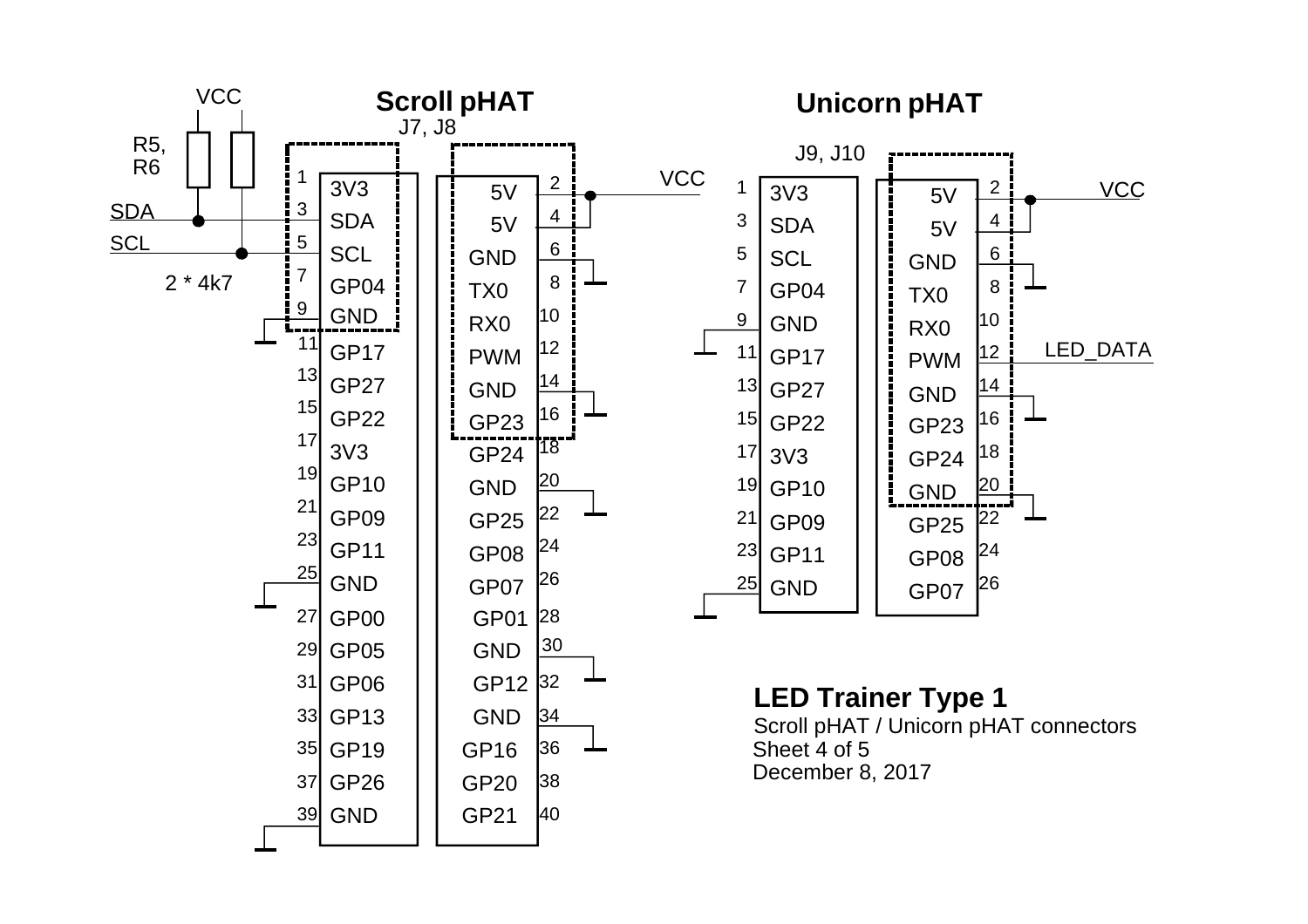# Scroll pHAT

J7, J8

| Pin | Name | Name | Pin |
|---|---|---|---|
| 1 | 3V3 | 5V | 2 |
| 3 | SDA | 5V | 4 |
| 5 | SCL | GND | 6 |
| 7 | GP04 | TX0 | 8 |
| 9 | GND | RX0 | 10 |
| 11 | GP17 | PWM | 12 |
| 13 | GP27 | GND | 14 |
| 15 | GP22 | GP23 | 16 |
| 17 | 3V3 | GP24 | 18 |
| 19 | GP10 | GND | 20 |
| 21 | GP09 | GP25 | 22 |
| 23 | GP11 | GP08 | 24 |
| 25 | GND | GP07 | 26 |
| 27 | GP00 | GP01 | 28 |
| 29 | GP05 | GND | 30 |
| 31 | GP06 | GP12 | 32 |
| 33 | GP13 | GND | 34 |
| 35 | GP19 | GP16 | 36 |
| 37 | GP26 | GP20 | 38 |
| 39 | GND | GP21 | 40 |

VCC, R5, R6, 2 * 4k7, SDA, SCL, VCC

# Unicorn pHAT

J9, J10

| Pin | Name | Name | Pin |
|---|---|---|---|
| 1 | 3V3 | 5V | 2 |
| 3 | SDA | 5V | 4 |
| 5 | SCL | GND | 6 |
| 7 | GP04 | TX0 | 8 |
| 9 | GND | RX0 | 10 |
| 11 | GP17 | PWM | 12 |
| 13 | GP27 | GND | 14 |
| 15 | GP22 | GP23 | 16 |
| 17 | 3V3 | GP24 | 18 |
| 19 | GP10 | GND | 20 |
| 21 | GP09 | GP25 | 22 |
| 23 | GP11 | GP08 | 24 |
| 25 | GND | GP07 | 26 |

VCC, LED_DATA

## LED Trainer Type 1

Scroll pHAT / Unicorn pHAT connectors

Sheet 4 of 5

December 8, 2017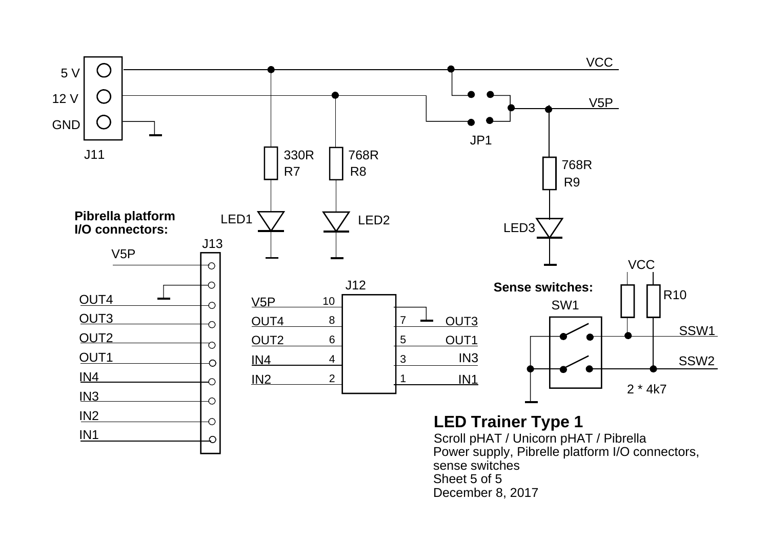5 V
12 V
GND
J11

VCC
V5P
JP1

330R
R7

768R
R8

768R
R9

LED1
LED2
LED3

**Pibrella platform I/O connectors:**

J13
V5P
OUT4
OUT3
OUT2
OUT1
IN4
IN3
IN2
IN1

J12
V5P 10
OUT4 8
OUT2 6
IN4 4
IN2 2
7 OUT3
5 OUT1
3 IN3
1 IN1

**Sense switches:**

VCC
SW1
R10
SSW1
SSW2
2 * 4k7

**LED Trainer Type 1**

Scroll pHAT / Unicorn pHAT / Pibrella
Power supply, Pibrelle platform I/O connectors, sense switches
Sheet 5 of 5
December 8, 2017